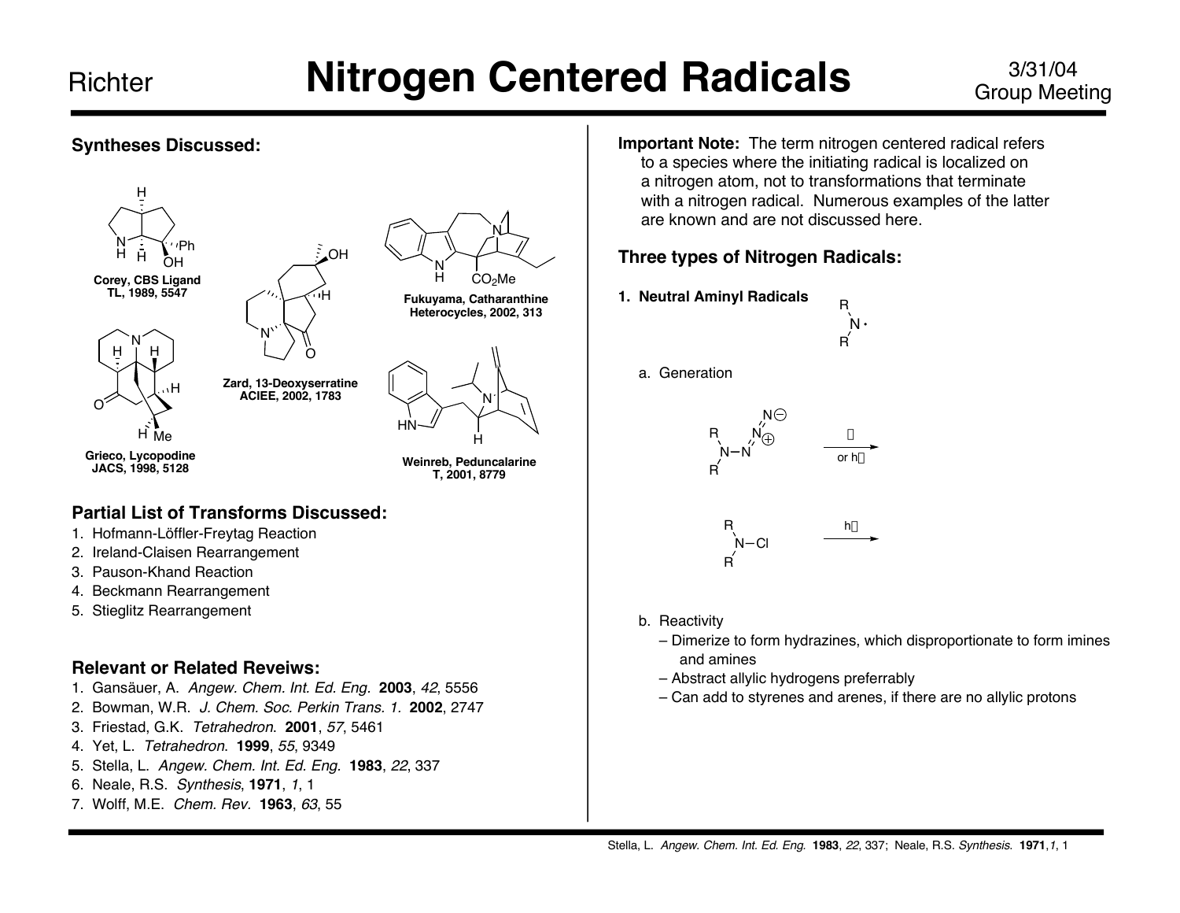# Nitrogen Centered Radicals

## Syntheses Discussed:

Corey, CBS Ligand
TL, 1989, 5547

Zard, 13-Deoxyserratine
ACIEE, 2002, 1783

Fukuyama, Catharanthine
Heterocycles, 2002, 313

Grieco, Lycopodine
JACS, 1998, 5128

Weinreb, Peduncalarine
T, 2001, 8779

## Partial List of Transforms Discussed:

1. Hofmann-Löffler-Freytag Reaction
2. Ireland-Claisen Rearrangement
3. Pauson-Khand Reaction
4. Beckmann Rearrangement
5. Stieglitz Rearrangement

## Relevant or Related Reveiws:

1. Gansäuer, A. *Angew. Chem. Int. Ed. Eng.* **2003**, *42*, 5556
2. Bowman, W.R. *J. Chem. Soc. Perkin Trans. 1.* **2002**, 2747
3. Friestad, G.K. *Tetrahedron.* **2001**, *57*, 5461
4. Yet, L. *Tetrahedron.* **1999**, *55*, 9349
5. Stella, L. *Angew. Chem. Int. Ed. Eng.* **1983**, *22*, 337
6. Neale, R.S. *Synthesis*, **1971**, *1*, 1
7. Wolff, M.E. *Chem. Rev.* **1963**, *63*, 55

**Important Note:** The term nitrogen centered radical refers to a species where the initiating radical is localized on a nitrogen atom, not to transformations that terminate with a nitrogen radical. Numerous examples of the latter are known and are not discussed here.

## Three types of Nitrogen Radicals:

**1. Neutral Aminyl Radicals** $R_2N\cdot$

a. Generation

$R_2N{-}N{=}N^{+}{=}N^{-}$ → (Δ or hν)

$R_2N{-}Cl$ → (hν)

b. Reactivity

- Dimerize to form hydrazines, which disproportionate to form imines and amines
- Abstract allylic hydrogens preferrably
- Can add to styrenes and arenes, if there are no allylic protons

Stella, L. *Angew. Chem. Int. Ed. Eng.* **1983**, *22*, 337; Neale, R.S. *Synthesis.* **1971**, *1*, 1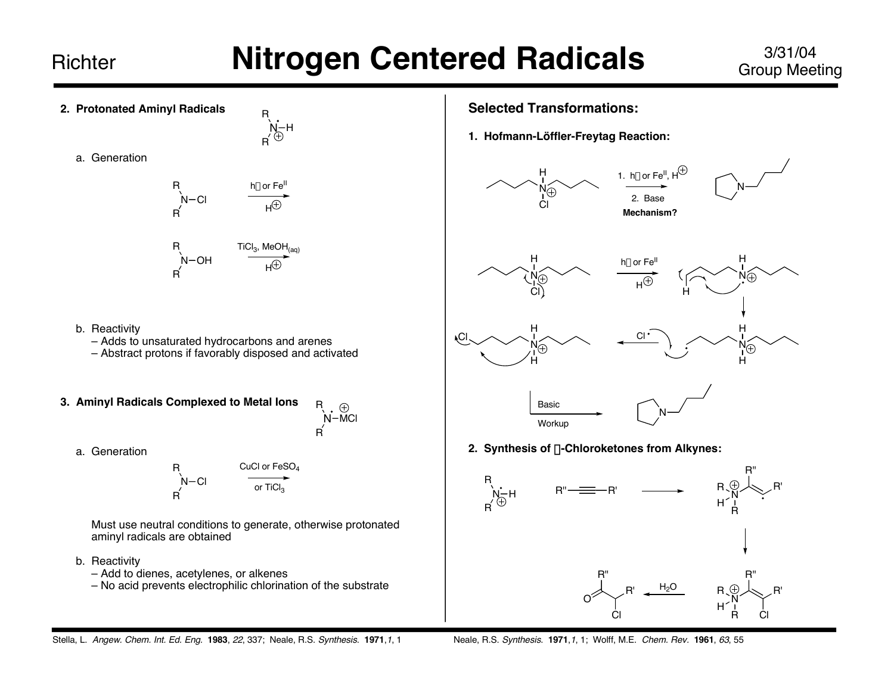## 2. Protonated Aminyl Radicals

a. Generation

$R_2N{-}Cl \xrightarrow[H^{\oplus}]{h\nu \text{ or } Fe^{II}}$

$R_2N{-}OH \xrightarrow[H^{\oplus}]{TiCl_3,\ MeOH_{(aq)}}$

b. Reactivity

- – Adds to unsaturated hydrocarbons and arenes
- – Abstract protons if favorably disposed and activated

## 3. Aminyl Radicals Complexed to Metal Ions

a. Generation

$R_2N{-}Cl \xrightarrow[\text{or } TiCl_3]{CuCl \text{ or } FeSO_4}$

Must use neutral conditions to generate, otherwise protonated aminyl radicals are obtained

b. Reactivity

- – Add to dienes, acetylenes, or alkenes
- – No acid prevents electrophilic chlorination of the substrate

Stella, L. *Angew. Chem. Int. Ed. Eng.* **1983**, *22*, 337; Neale, R.S. *Synthesis.* **1971**,*1*, 1

## Selected Transformations:

### 1. Hofmann-Löffler-Freytag Reaction:

1. $h\nu$ or $Fe^{II}$, $H^{\oplus}$
2. Base

**Mechanism?**

$h\nu$ or $Fe^{II}$, $H^{\oplus}$

$Cl^{\bullet}$

Basic Workup

### 2. Synthesis of α-Chloroketones from Alkynes:

$H_2O$

Neale, R.S. *Synthesis.* **1971**,*1*, 1; Wolff, M.E. *Chem. Rev.* **1961**, *63*, 55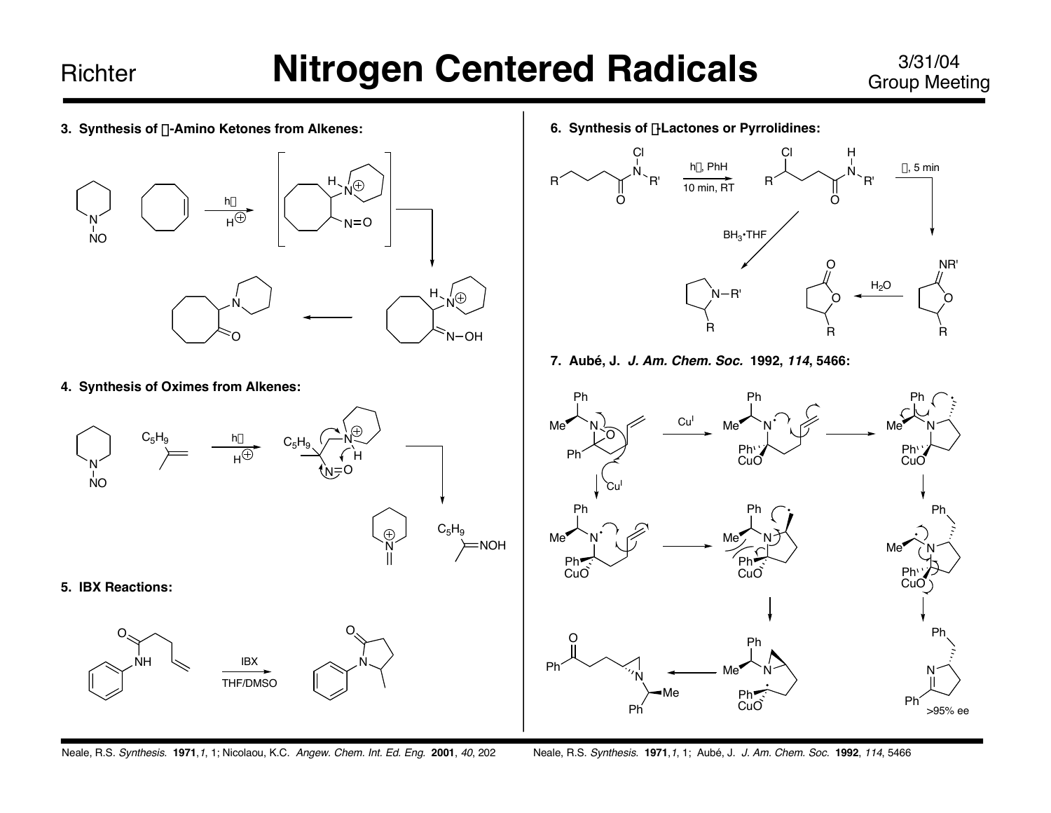# Nitrogen Centered Radicals

**3. Synthesis of α-Amino Ketones from Alkenes:**

hν, $H^+$

**4. Synthesis of Oximes from Alkenes:**

$C_5H_9$

hν, $H^+$

$C_5H_9$

NOH

**5. IBX Reactions:**

IBX

THF/DMSO

**6. Synthesis of γ-Lactones or Pyrrolidines:**

hν, PhH

10 min, RT

Δ, 5 min

$BH_3$•THF

$H_2O$

**7. Aubé, J. *J. Am. Chem. Soc.* 1992, *114*, 5466:**

$Cu^I$

$Cu^I$

>95% ee

Neale, R.S. *Synthesis.* **1971**, *1*, 1; Nicolaou, K.C. *Angew. Chem. Int. Ed. Eng.* **2001**, *40*, 202

Neale, R.S. *Synthesis.* **1971**, *1*, 1; Aubé, J. *J. Am. Chem. Soc.* **1992**, *114*, 5466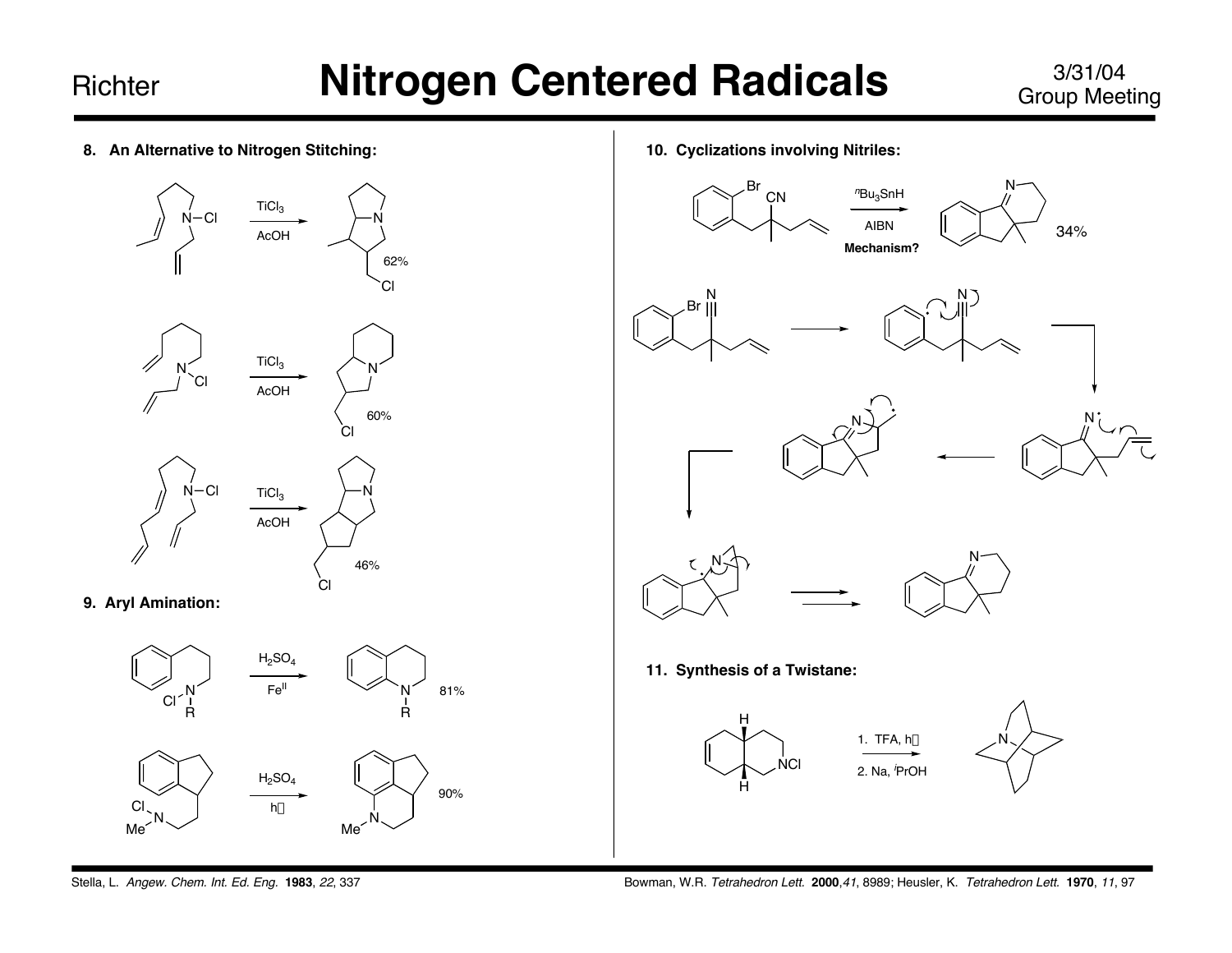## 8. An Alternative to Nitrogen Stitching:

$TiCl_3$, AcOH — 62%

$TiCl_3$, AcOH — 60%

$TiCl_3$, AcOH — 46%

## 9. Aryl Amination:

$H_2SO_4$, $Fe^{II}$ — 81%

$H_2SO_4$, hν — 90%

## 10. Cyclizations involving Nitriles:

$^{n}Bu_3SnH$, AIBN — 34%

**Mechanism?**

## 11. Synthesis of a Twistane:

1. TFA, hν
2. Na, $^{i}$PrOH

Stella, L. *Angew. Chem. Int. Ed. Eng.* **1983**, *22*, 337

Bowman, W.R. *Tetrahedron Lett.* **2000**, *41*, 8989; Heusler, K. *Tetrahedron Lett.* **1970**, *11*, 97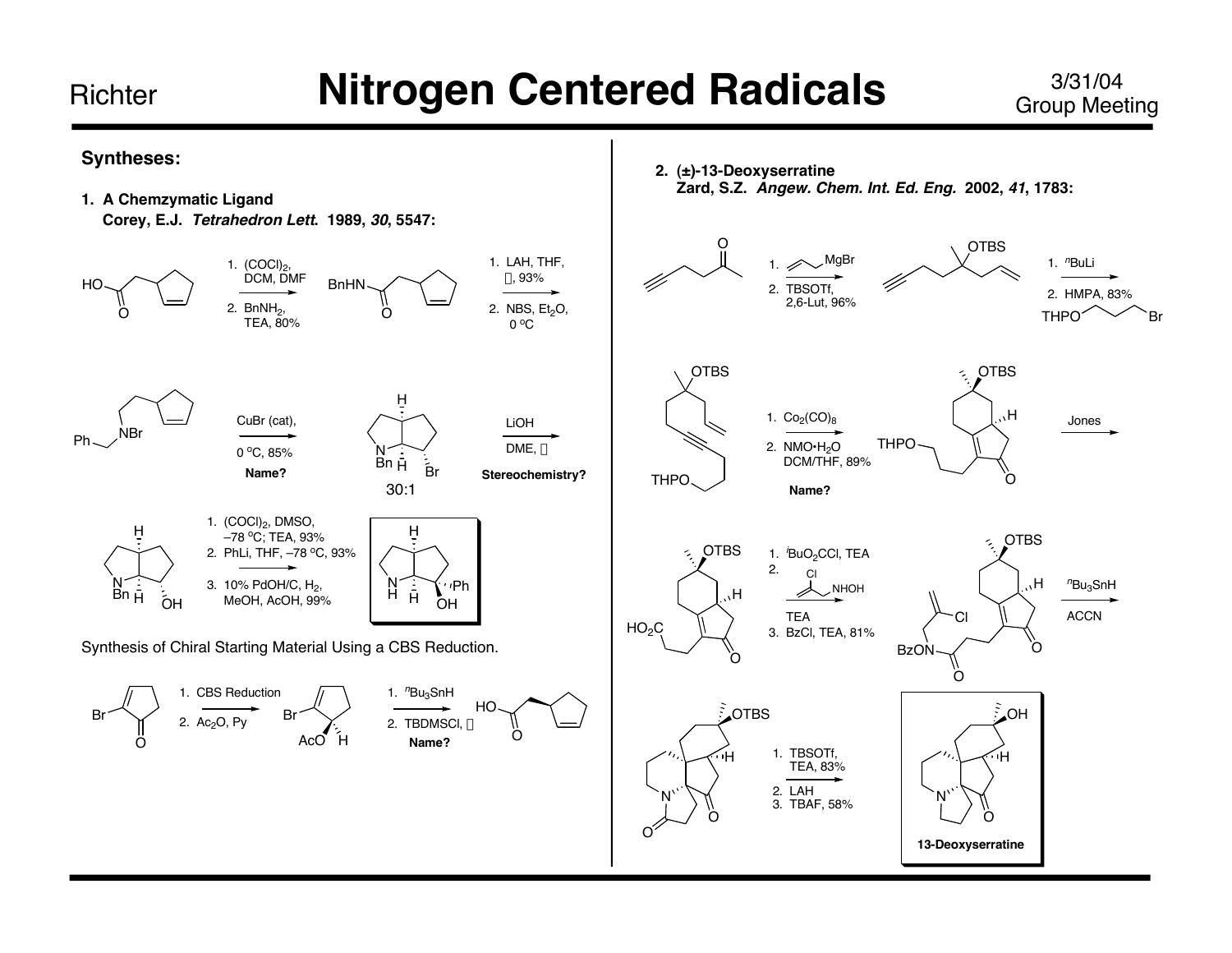## Syntheses:

### 1. A Chemzymatic Ligand

**Corey, E.J. *Tetrahedron Lett.* 1989, *30*, 5547:**

1. $(COCl)_2$, DCM, DMF
2. $BnNH_2$, TEA, 80%

1. LAH, THF, Δ, 93%
2. NBS, $Et_2O$, 0 °C

CuBr (cat), 0 °C, 85%

**Name?**

30:1

LiOH, DME, Δ

**Stereochemistry?**

1. $(COCl)_2$, DMSO, –78 °C; TEA, 93%
2. PhLi, THF, –78 °C, 93%
3. 10% PdOH/C, $H_2$, MeOH, AcOH, 99%

Synthesis of Chiral Starting Material Using a CBS Reduction.

1. CBS Reduction
2. $Ac_2O$, Py

1. $^nBu_3SnH$
2. TBDMSCl, Δ

**Name?**

### 2. (±)-13-Deoxyserratine

**Zard, S.Z. *Angew. Chem. Int. Ed. Eng.* 2002, *41*, 1783:**

1. allylMgBr
2. TBSOTf, 2,6-Lut, 96%

1. $^nBuLi$
2. HMPA, 83%, THPO(CH$_2$)$_3$Br

1. $Co_2(CO)_8$
2. NMO•$H_2O$, DCM/THF, 89%

**Name?**

Jones

1. $^iBuO_2CCl$, TEA
2. 2-chloroallyl-NHOH, TEA
3. BzCl, TEA, 81%

$^nBu_3SnH$, ACCN

1. TBSOTf, TEA, 83%
2. LAH
3. TBAF, 58%

**13-Deoxyserratine**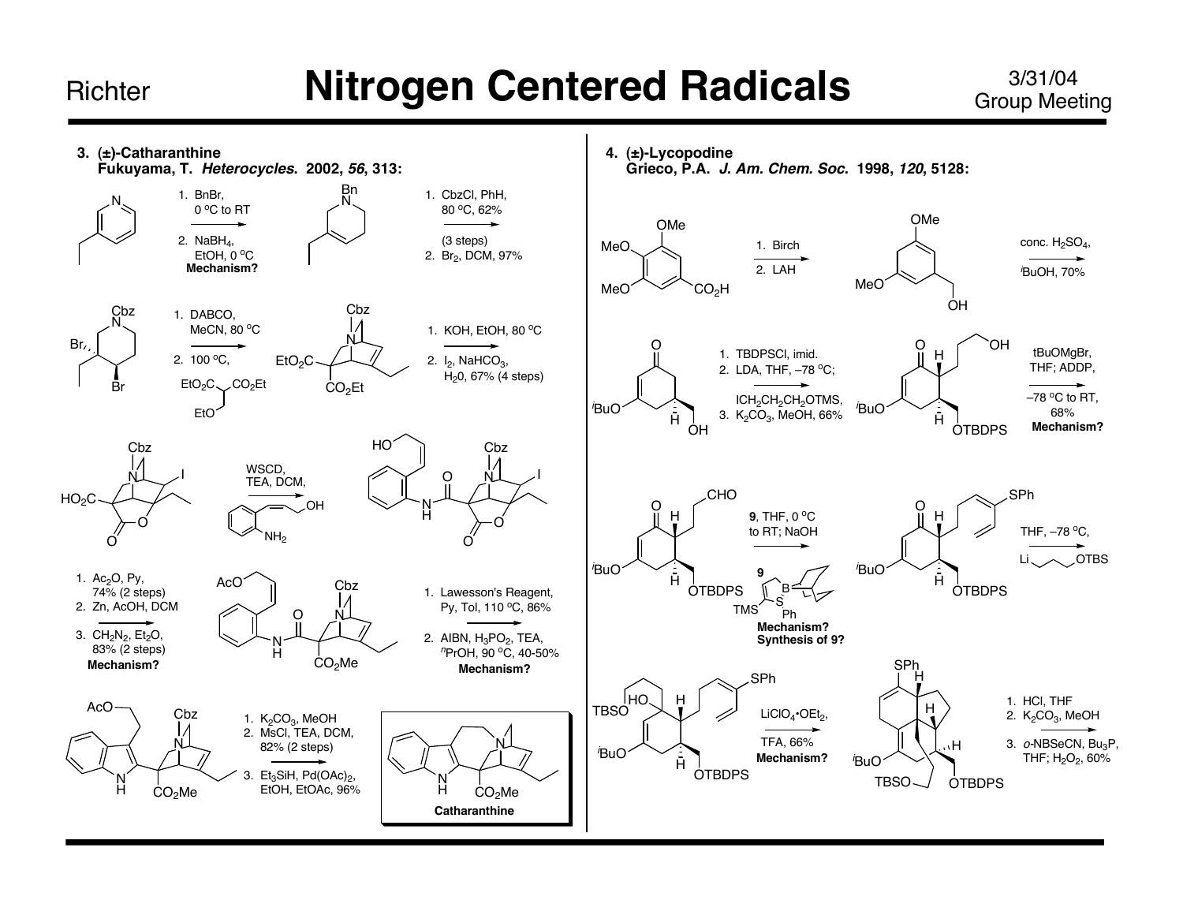# Nitrogen Centered Radicals

## 3. (±)-Catharanthine

**Fukuyama, T. *Heterocycles.* 2002, *56*, 313:**

1. BnBr, 0 °C to RT
2. $NaBH_4$, EtOH, 0 °C

**Mechanism?**

1. CbzCl, PhH, 80 °C, 62% (3 steps)
2. $Br_2$, DCM, 97%

1. DABCO, MeCN, 80 °C
2. 100 °C, $EtO_2C$–CH($CO_2Et$)–$CH_2$OEt

1. KOH, EtOH, 80 °C
2. $I_2$, $NaHCO_3$, $H_2O$, 67% (4 steps)

WSCD, TEA, DCM, (2-aminophenyl allylic alcohol)

1. $Ac_2O$, Py, 74% (2 steps)
2. Zn, AcOH, DCM
3. $CH_2N_2$, $Et_2O$, 83% (2 steps)

**Mechanism?**

1. Lawesson's Reagent, Py, Tol, 110 °C, 86%
2. AIBN, $H_3PO_2$, TEA, $^n$PrOH, 90 °C, 40-50%

**Mechanism?**

1. $K_2CO_3$, MeOH
2. MsCl, TEA, DCM, 82% (2 steps)
3. $Et_3SiH$, $Pd(OAc)_2$, EtOH, EtOAc, 96%

**Catharanthine**

## 4. (±)-Lycopodine

**Grieco, P.A. *J. Am. Chem. Soc.* 1998, *120*, 5128:**

1. Birch
2. LAH

conc. $H_2SO_4$, $^i$BuOH, 70%

1. TBDPSCl, imid.
2. LDA, THF, –78 °C; $ICH_2CH_2CH_2OTMS$,
3. $K_2CO_3$, MeOH, 66%

tBuOMgBr, THF; ADDP, –78 °C to RT, 68%

**Mechanism?**

**9**, THF, 0 °C to RT; NaOH

**Mechanism?**
**Synthesis of 9?**

THF, –78 °C, Li–$CH_2CH_2CH_2$–OTBS

$LiClO_4 \cdot OEt_2$, TFA, 66%

**Mechanism?**

1. HCl, THF
2. $K_2CO_3$, MeOH
3. *o*-NBSeCN, $Bu_3P$, THF; $H_2O_2$, 60%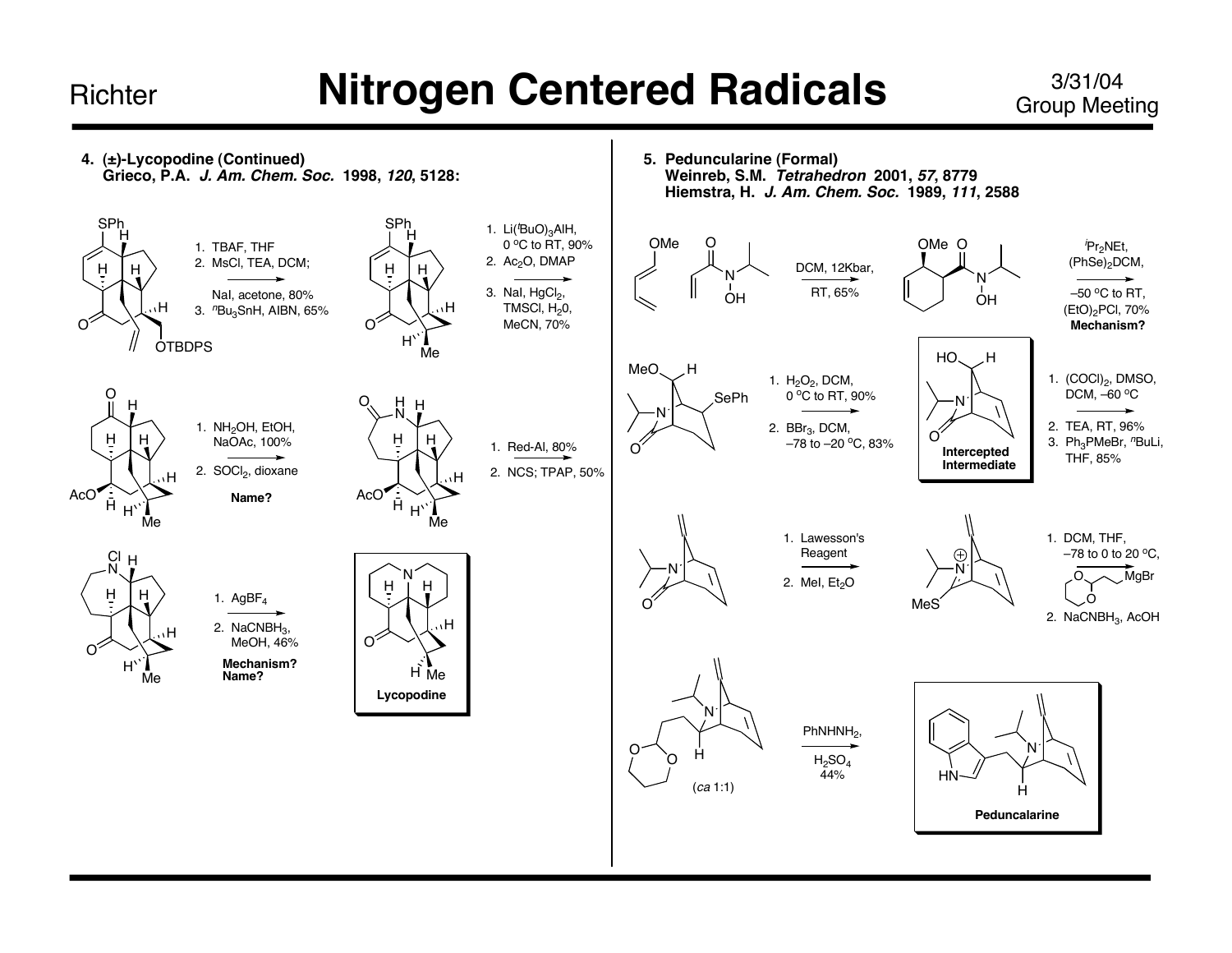## 4. (±)-Lycopodine (Continued)

**Grieco, P.A. *J. Am. Chem. Soc.* 1998, *120*, 5128:**

1. TBAF, THF
2. MsCl, TEA, DCM; NaI, acetone, 80%
3. $^n$Bu$_3$SnH, AIBN, 65%

1. Li($^t$BuO)$_3$AlH, 0 °C to RT, 90%
2. Ac$_2$O, DMAP
3. NaI, HgCl$_2$, TMSCl, H$_2$0, MeCN, 70%

1. NH$_2$OH, EtOH, NaOAc, 100%
2. SOCl$_2$, dioxane

**Name?**

1. Red-Al, 80%
2. NCS; TPAP, 50%

1. AgBF$_4$
2. NaCNBH$_3$, MeOH, 46%

**Mechanism? Name?**

SPh, OTBDPS, AcO, Cl, Me, H

**Lycopodine**

## 5. Peduncularine (Formal)

**Weinreb, S.M. *Tetrahedron* 2001, *57*, 8779**
**Hiemstra, H. *J. Am. Chem. Soc.* 1989, *111*, 2588**

DCM, 12Kbar, RT, 65%

$^i$Pr$_2$NEt, (PhSe)$_2$DCM, –50 °C to RT, (EtO)$_2$PCl, 70%

**Mechanism?**

1. H$_2$O$_2$, DCM, 0 °C to RT, 90%
2. BBr$_3$, DCM, –78 to –20 °C, 83%

**Intercepted Intermediate**

1. (COCl)$_2$, DMSO, DCM, –60 °C
2. TEA, RT, 96%
3. Ph$_3$PMeBr, $^n$BuLi, THF, 85%

1. Lawesson's Reagent
2. MeI, Et$_2$O

1. DCM, THF, –78 to 0 to 20 °C, MgBr
2. NaCNBH$_3$, AcOH

(*ca* 1:1)

PhNHNH$_2$, H$_2$SO$_4$ 44%

**Peduncalarine**